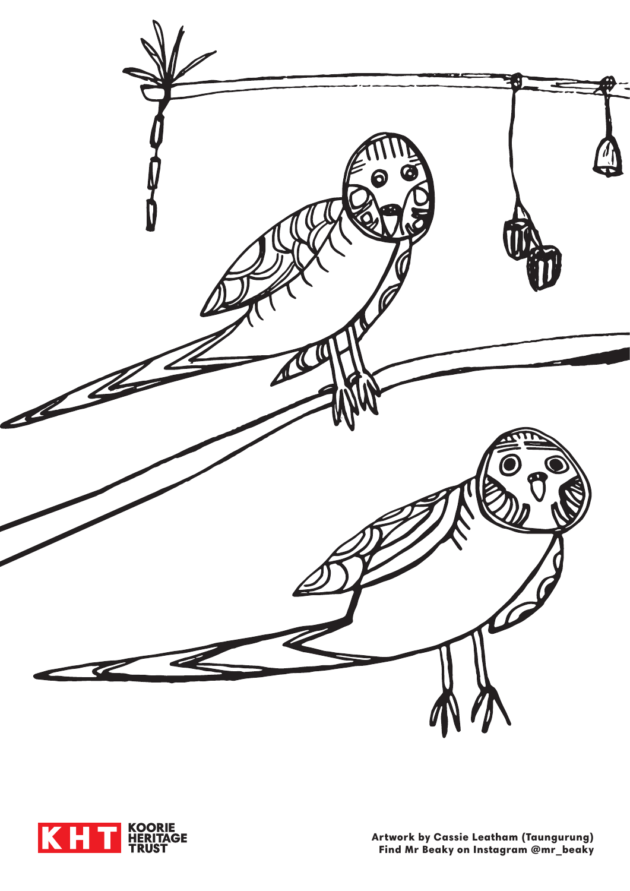KOORIE HERITAGE TRUST

Artwork by Cassie Leatham (Taungurung)
Find Mr Beaky on Instagram @mr_beaky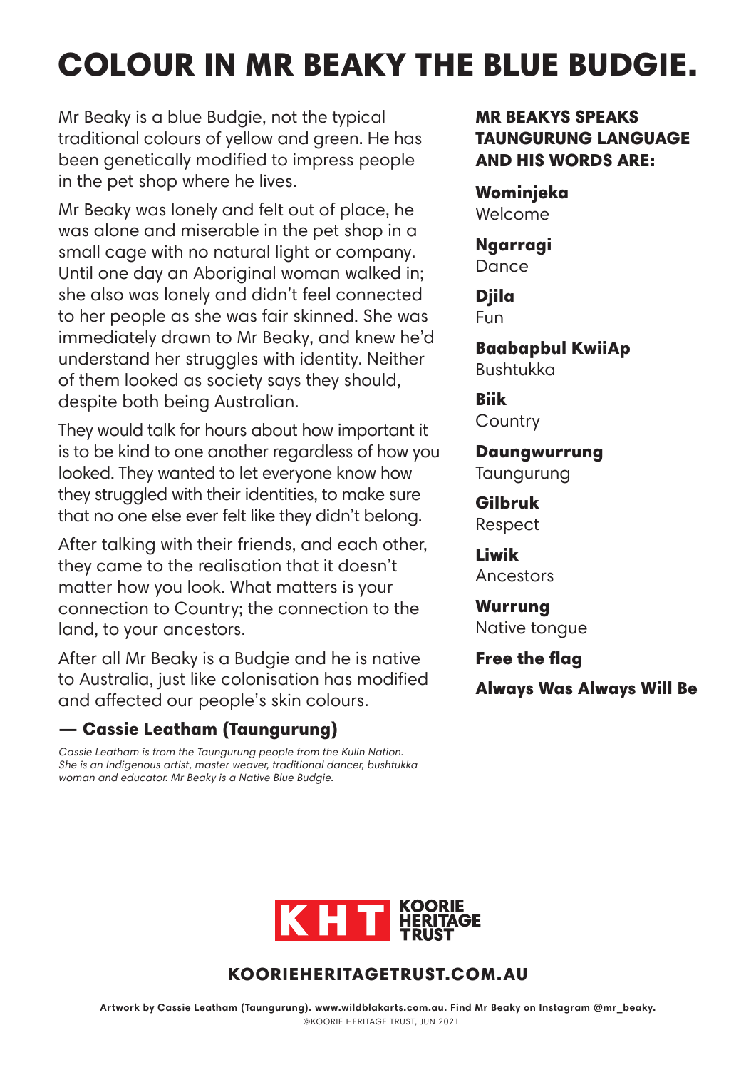# COLOUR IN MR BEAKY THE BLUE BUDGIE.

Mr Beaky is a blue Budgie, not the typical traditional colours of yellow and green. He has been genetically modified to impress people in the pet shop where he lives.

Mr Beaky was lonely and felt out of place, he was alone and miserable in the pet shop in a small cage with no natural light or company. Until one day an Aboriginal woman walked in; she also was lonely and didn't feel connected to her people as she was fair skinned. She was immediately drawn to Mr Beaky, and knew he'd understand her struggles with identity. Neither of them looked as society says they should, despite both being Australian.

They would talk for hours about how important it is to be kind to one another regardless of how you looked. They wanted to let everyone know how they struggled with their identities, to make sure that no one else ever felt like they didn't belong.

After talking with their friends, and each other, they came to the realisation that it doesn't matter how you look. What matters is your connection to Country; the connection to the land, to your ancestors.

After all Mr Beaky is a Budgie and he is native to Australia, just like colonisation has modified and affected our people's skin colours.

**— Cassie Leatham (Taungurung)**

*Cassie Leatham is from the Taungurung people from the Kulin Nation. She is an Indigenous artist, master weaver, traditional dancer, bushtukka woman and educator. Mr Beaky is a Native Blue Budgie.*

### MR BEAKYS SPEAKS TAUNGURUNG LANGUAGE AND HIS WORDS ARE:

**Wominjeka**
Welcome

**Ngarragi**
Dance

**Djila**
Fun

**Baabapbul KwiiAp**
Bushtukka

**Biik**
Country

**Daungwurrung**
Taungurung

**Gilbruk**
Respect

**Liwik**
Ancestors

**Wurrung**
Native tongue

**Free the flag**

**Always Was Always Will Be**

KHT KOORIE HERITAGE TRUST

**KOORIEHERITAGETRUST.COM.AU**

**Artwork by Cassie Leatham (Taungurung). www.wildblakarts.com.au. Find Mr Beaky on Instagram @mr_beaky.**

©KOORIE HERITAGE TRUST, JUN 2021